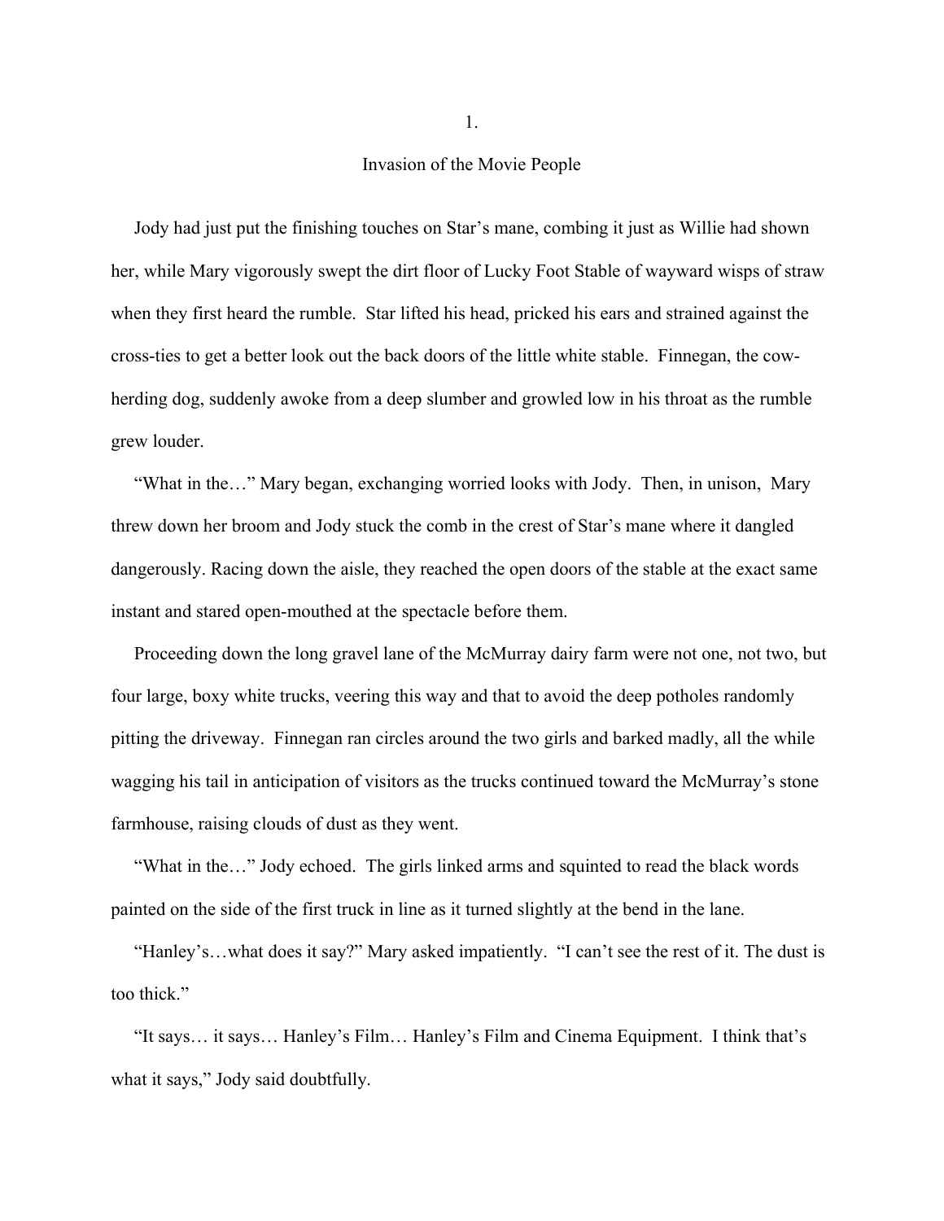# 1.

## Invasion of the Movie People

Jody had just put the finishing touches on Star's mane, combing it just as Willie had shown her, while Mary vigorously swept the dirt floor of Lucky Foot Stable of wayward wisps of straw when they first heard the rumble. Star lifted his head, pricked his ears and strained against the cross-ties to get a better look out the back doors of the little white stable. Finnegan, the cow-herding dog, suddenly awoke from a deep slumber and growled low in his throat as the rumble grew louder.

"What in the…" Mary began, exchanging worried looks with Jody. Then, in unison, Mary threw down her broom and Jody stuck the comb in the crest of Star's mane where it dangled dangerously. Racing down the aisle, they reached the open doors of the stable at the exact same instant and stared open-mouthed at the spectacle before them.

Proceeding down the long gravel lane of the McMurray dairy farm were not one, not two, but four large, boxy white trucks, veering this way and that to avoid the deep potholes randomly pitting the driveway. Finnegan ran circles around the two girls and barked madly, all the while wagging his tail in anticipation of visitors as the trucks continued toward the McMurray's stone farmhouse, raising clouds of dust as they went.

"What in the…" Jody echoed. The girls linked arms and squinted to read the black words painted on the side of the first truck in line as it turned slightly at the bend in the lane.

"Hanley's…what does it say?" Mary asked impatiently. "I can't see the rest of it. The dust is too thick."

"It says… it says… Hanley's Film… Hanley's Film and Cinema Equipment. I think that's what it says," Jody said doubtfully.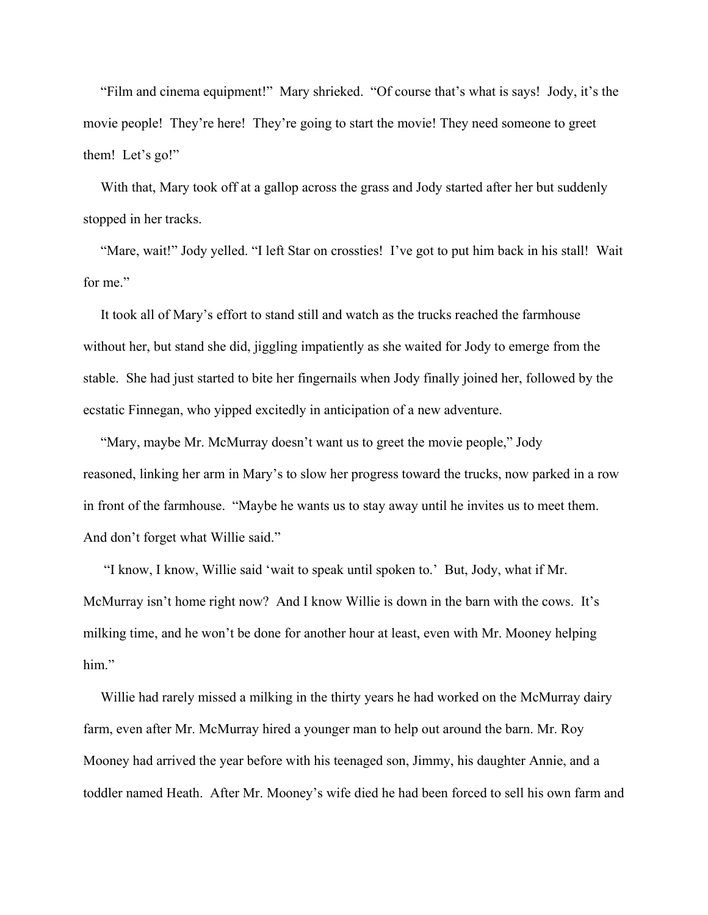"Film and cinema equipment!" Mary shrieked. "Of course that's what is says! Jody, it's the movie people! They're here! They're going to start the movie! They need someone to greet them! Let's go!"

With that, Mary took off at a gallop across the grass and Jody started after her but suddenly stopped in her tracks.

"Mare, wait!" Jody yelled. "I left Star on crossties! I've got to put him back in his stall! Wait for me."

It took all of Mary's effort to stand still and watch as the trucks reached the farmhouse without her, but stand she did, jiggling impatiently as she waited for Jody to emerge from the stable. She had just started to bite her fingernails when Jody finally joined her, followed by the ecstatic Finnegan, who yipped excitedly in anticipation of a new adventure.

"Mary, maybe Mr. McMurray doesn't want us to greet the movie people," Jody reasoned, linking her arm in Mary's to slow her progress toward the trucks, now parked in a row in front of the farmhouse. "Maybe he wants us to stay away until he invites us to meet them. And don't forget what Willie said."

"I know, I know, Willie said 'wait to speak until spoken to.' But, Jody, what if Mr. McMurray isn't home right now? And I know Willie is down in the barn with the cows. It's milking time, and he won't be done for another hour at least, even with Mr. Mooney helping him."

Willie had rarely missed a milking in the thirty years he had worked on the McMurray dairy farm, even after Mr. McMurray hired a younger man to help out around the barn. Mr. Roy Mooney had arrived the year before with his teenaged son, Jimmy, his daughter Annie, and a toddler named Heath. After Mr. Mooney's wife died he had been forced to sell his own farm and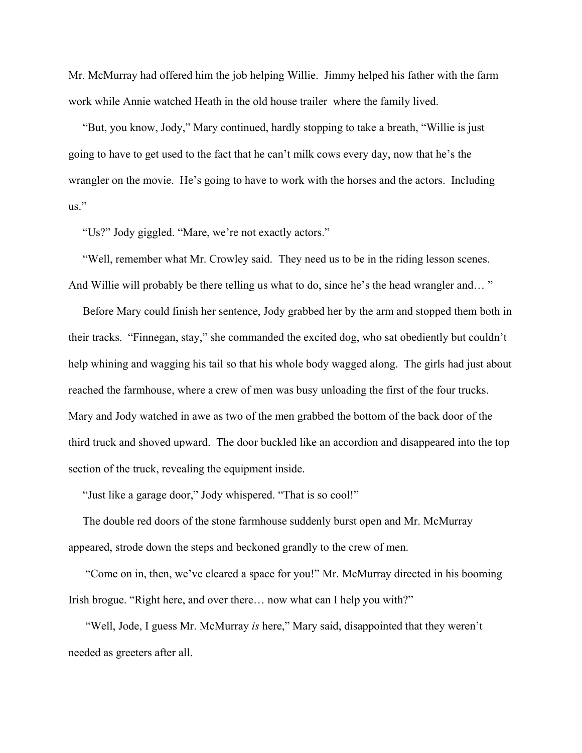Mr. McMurray had offered him the job helping Willie. Jimmy helped his father with the farm work while Annie watched Heath in the old house trailer where the family lived.

"But, you know, Jody," Mary continued, hardly stopping to take a breath, "Willie is just going to have to get used to the fact that he can't milk cows every day, now that he's the wrangler on the movie. He's going to have to work with the horses and the actors. Including us."

"Us?" Jody giggled. "Mare, we're not exactly actors."

"Well, remember what Mr. Crowley said. They need us to be in the riding lesson scenes. And Willie will probably be there telling us what to do, since he's the head wrangler and… "

Before Mary could finish her sentence, Jody grabbed her by the arm and stopped them both in their tracks. "Finnegan, stay," she commanded the excited dog, who sat obediently but couldn't help whining and wagging his tail so that his whole body wagged along. The girls had just about reached the farmhouse, where a crew of men was busy unloading the first of the four trucks. Mary and Jody watched in awe as two of the men grabbed the bottom of the back door of the third truck and shoved upward. The door buckled like an accordion and disappeared into the top section of the truck, revealing the equipment inside.

"Just like a garage door," Jody whispered. "That is so cool!"

The double red doors of the stone farmhouse suddenly burst open and Mr. McMurray appeared, strode down the steps and beckoned grandly to the crew of men.

"Come on in, then, we've cleared a space for you!" Mr. McMurray directed in his booming Irish brogue. "Right here, and over there… now what can I help you with?"

"Well, Jode, I guess Mr. McMurray *is* here," Mary said, disappointed that they weren't needed as greeters after all.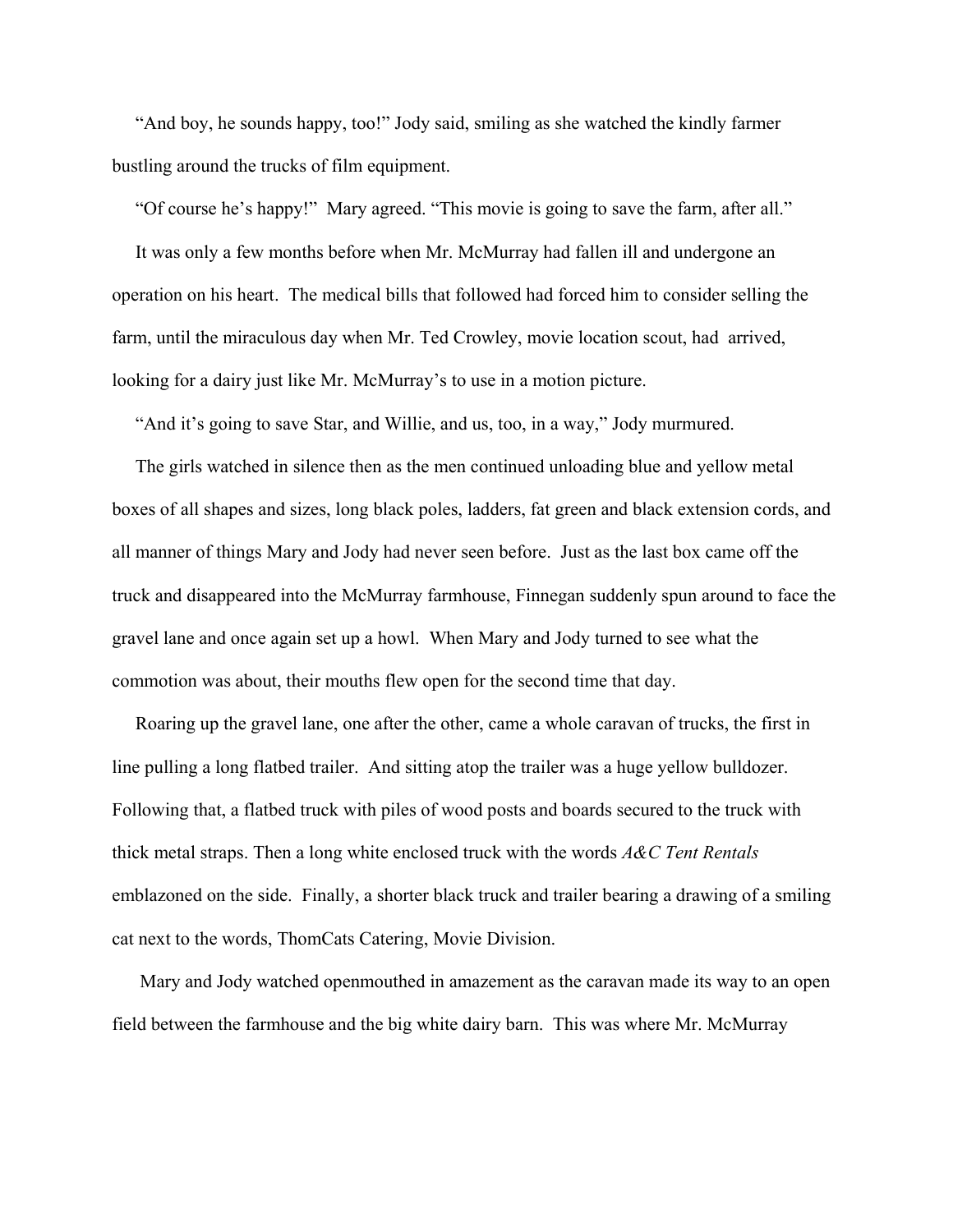“And boy, he sounds happy, too!” Jody said, smiling as she watched the kindly farmer bustling around the trucks of film equipment.

“Of course he’s happy!” Mary agreed. “This movie is going to save the farm, after all.”

It was only a few months before when Mr. McMurray had fallen ill and undergone an operation on his heart. The medical bills that followed had forced him to consider selling the farm, until the miraculous day when Mr. Ted Crowley, movie location scout, had arrived, looking for a dairy just like Mr. McMurray’s to use in a motion picture.

“And it’s going to save Star, and Willie, and us, too, in a way,” Jody murmured.

The girls watched in silence then as the men continued unloading blue and yellow metal boxes of all shapes and sizes, long black poles, ladders, fat green and black extension cords, and all manner of things Mary and Jody had never seen before. Just as the last box came off the truck and disappeared into the McMurray farmhouse, Finnegan suddenly spun around to face the gravel lane and once again set up a howl. When Mary and Jody turned to see what the commotion was about, their mouths flew open for the second time that day.

Roaring up the gravel lane, one after the other, came a whole caravan of trucks, the first in line pulling a long flatbed trailer. And sitting atop the trailer was a huge yellow bulldozer. Following that, a flatbed truck with piles of wood posts and boards secured to the truck with thick metal straps. Then a long white enclosed truck with the words *A&C Tent Rentals* emblazoned on the side. Finally, a shorter black truck and trailer bearing a drawing of a smiling cat next to the words, ThomCats Catering, Movie Division.

Mary and Jody watched openmouthed in amazement as the caravan made its way to an open field between the farmhouse and the big white dairy barn. This was where Mr. McMurray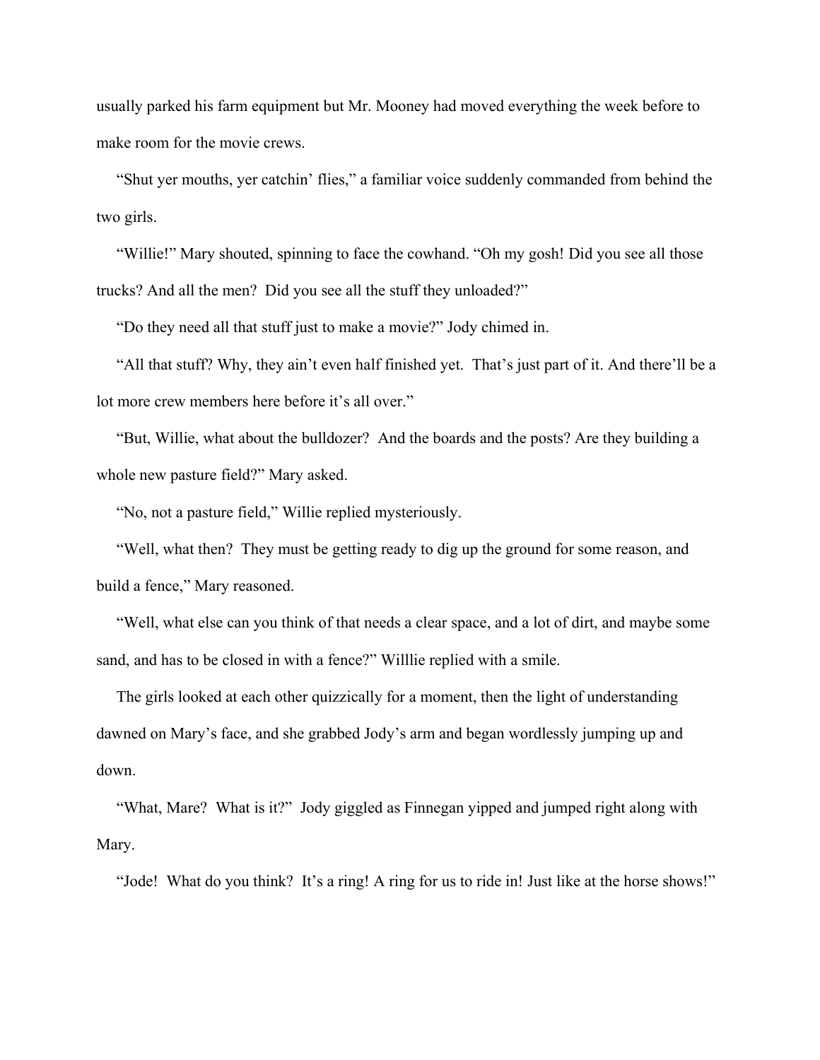usually parked his farm equipment but Mr. Mooney had moved everything the week before to make room for the movie crews.

"Shut yer mouths, yer catchin' flies," a familiar voice suddenly commanded from behind the two girls.

"Willie!" Mary shouted, spinning to face the cowhand. "Oh my gosh! Did you see all those trucks? And all the men? Did you see all the stuff they unloaded?"

"Do they need all that stuff just to make a movie?" Jody chimed in.

"All that stuff? Why, they ain't even half finished yet. That's just part of it. And there'll be a lot more crew members here before it's all over."

"But, Willie, what about the bulldozer? And the boards and the posts? Are they building a whole new pasture field?" Mary asked.

"No, not a pasture field," Willie replied mysteriously.

"Well, what then? They must be getting ready to dig up the ground for some reason, and build a fence," Mary reasoned.

"Well, what else can you think of that needs a clear space, and a lot of dirt, and maybe some sand, and has to be closed in with a fence?" Willlie replied with a smile.

The girls looked at each other quizzically for a moment, then the light of understanding dawned on Mary's face, and she grabbed Jody's arm and began wordlessly jumping up and down.

"What, Mare? What is it?" Jody giggled as Finnegan yipped and jumped right along with Mary.

"Jode! What do you think? It's a ring! A ring for us to ride in! Just like at the horse shows!"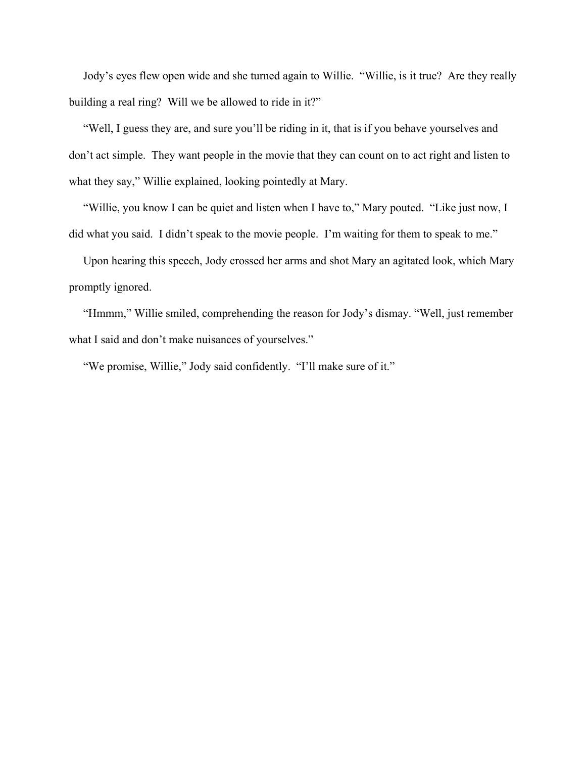Jody's eyes flew open wide and she turned again to Willie. "Willie, is it true? Are they really building a real ring? Will we be allowed to ride in it?"

"Well, I guess they are, and sure you'll be riding in it, that is if you behave yourselves and don't act simple. They want people in the movie that they can count on to act right and listen to what they say," Willie explained, looking pointedly at Mary.

"Willie, you know I can be quiet and listen when I have to," Mary pouted. "Like just now, I did what you said. I didn't speak to the movie people. I'm waiting for them to speak to me."

Upon hearing this speech, Jody crossed her arms and shot Mary an agitated look, which Mary promptly ignored.

"Hmmm," Willie smiled, comprehending the reason for Jody's dismay. "Well, just remember what I said and don't make nuisances of yourselves."

"We promise, Willie," Jody said confidently. "I'll make sure of it."